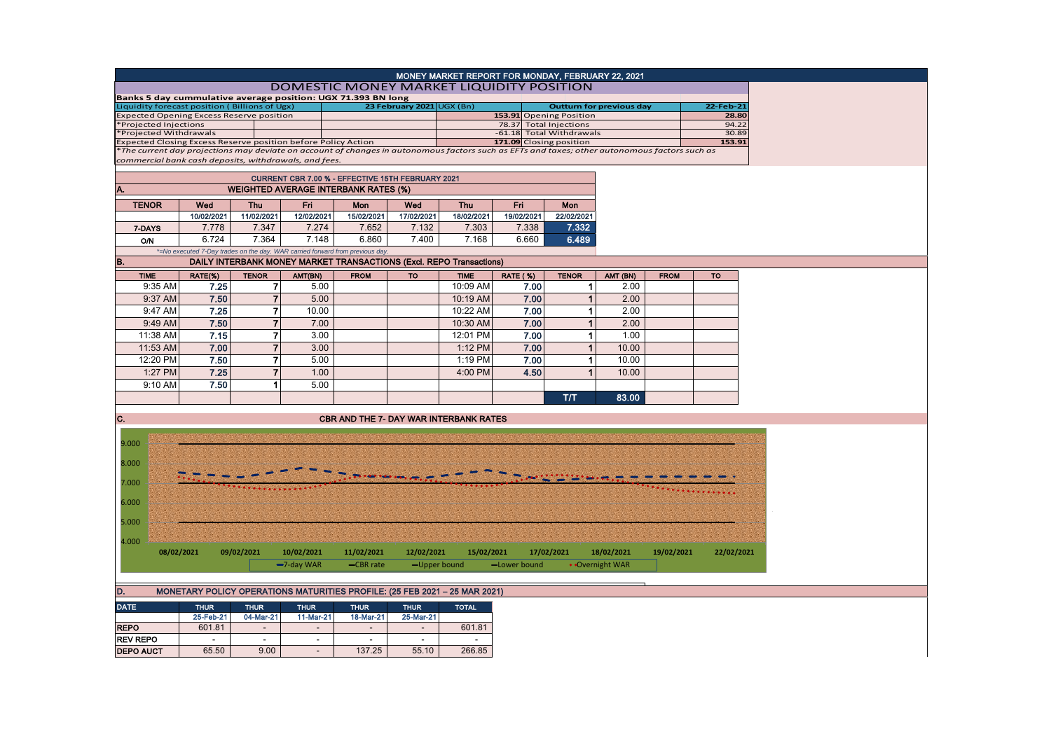# MONEY MARKET REPORT FOR MONDAY, FEBRUARY 22, 2021

## DOMESTIC MONEY MARKET LIQUIDITY POSITION

**Banks 5 day cummulative average position: UGX 71.393 BN long**

| Liquidity forecast position ( Billions of Ugx) | 23 February 2021 UGX (Bn) | Outturn for previous day | 22-Feb-21 |
|---|---|---|---|
| Expected Opening Excess Reserve position | 153.91 | Opening Position | 28.80 |
| *Projected Injections | 78.37 | Total Injections | 94.22 |
| *Projected Withdrawals | -61.18 | Total Withdrawals | 30.89 |
| Expected Closing Excess Reserve position before Policy Action | 171.09 | Closing position | 153.91 |

*\*The current day projections may deviate on account of changes in autonomous factors such as EFTs and taxes; other autonomous factors such as commercial bank cash deposits, withdrawals, and fees.*

**CURRENT CBR 7.00 % - EFFECTIVE 15TH FEBRUARY 2021**

### A. WEIGHTED AVERAGE INTERBANK RATES (%)

| TENOR | Wed | Thu | Fri | Mon | Wed | Thu | Fri | Mon |
|---|---|---|---|---|---|---|---|---|
| | 10/02/2021 | 11/02/2021 | 12/02/2021 | 15/02/2021 | 17/02/2021 | 18/02/2021 | 19/02/2021 | 22/02/2021 |
| 7-DAYS | 7.778 | 7.347 | 7.274 | 7.652 | 7.132 | 7.303 | 7.338 | **7.332** |
| O/N | 6.724 | 7.364 | 7.148 | 6.860 | 7.400 | 7.168 | 6.660 | **6.489** |

*\*=No executed 7-Day trades on the day. WAR carried forward from previous day.*

### B. DAILY INTERBANK MONEY MARKET TRANSACTIONS (Excl. REPO Transactions)

| TIME | RATE(%) | TENOR | AMT(BN) | FROM | TO | TIME | RATE ( %) | TENOR | AMT (BN) | FROM | TO |
|---|---|---|---|---|---|---|---|---|---|---|---|
| 9:35 AM | 7.25 | 7 | 5.00 | | | 10:09 AM | 7.00 | 1 | 2.00 | | |
| 9:37 AM | 7.50 | 7 | 5.00 | | | 10:19 AM | 7.00 | 1 | 2.00 | | |
| 9:47 AM | 7.25 | 7 | 10.00 | | | 10:22 AM | 7.00 | 1 | 2.00 | | |
| 9:49 AM | 7.50 | 7 | 7.00 | | | 10:30 AM | 7.00 | 1 | 2.00 | | |
| 11:38 AM | 7.15 | 7 | 3.00 | | | 12:01 PM | 7.00 | 1 | 1.00 | | |
| 11:53 AM | 7.00 | 7 | 3.00 | | | 1:12 PM | 7.00 | 1 | 10.00 | | |
| 12:20 PM | 7.50 | 7 | 5.00 | | | 1:19 PM | 7.00 | 1 | 10.00 | | |
| 1:27 PM | 7.25 | 7 | 1.00 | | | 4:00 PM | 4.50 | 1 | 10.00 | | |
| 9:10 AM | 7.50 | 1 | 5.00 | | | | | | | | |
| | | | | | | | | T/T | 83.00 | | |

### C. CBR AND THE 7- DAY WAR INTERBANK RATES

### D. MONETARY POLICY OPERATIONS MATURITIES PROFILE: (25 FEB 2021 – 25 MAR 2021)

| DATE | THUR | THUR | THUR | THUR | THUR | TOTAL |
|---|---|---|---|---|---|---|
| | 25-Feb-21 | 04-Mar-21 | 11-Mar-21 | 18-Mar-21 | 25-Mar-21 | |
| REPO | 601.81 | - | - | - | - | 601.81 |
| REV REPO | - | - | - | - | - | - |
| DEPO AUCT | 65.50 | 9.00 | - | 137.25 | 55.10 | 266.85 |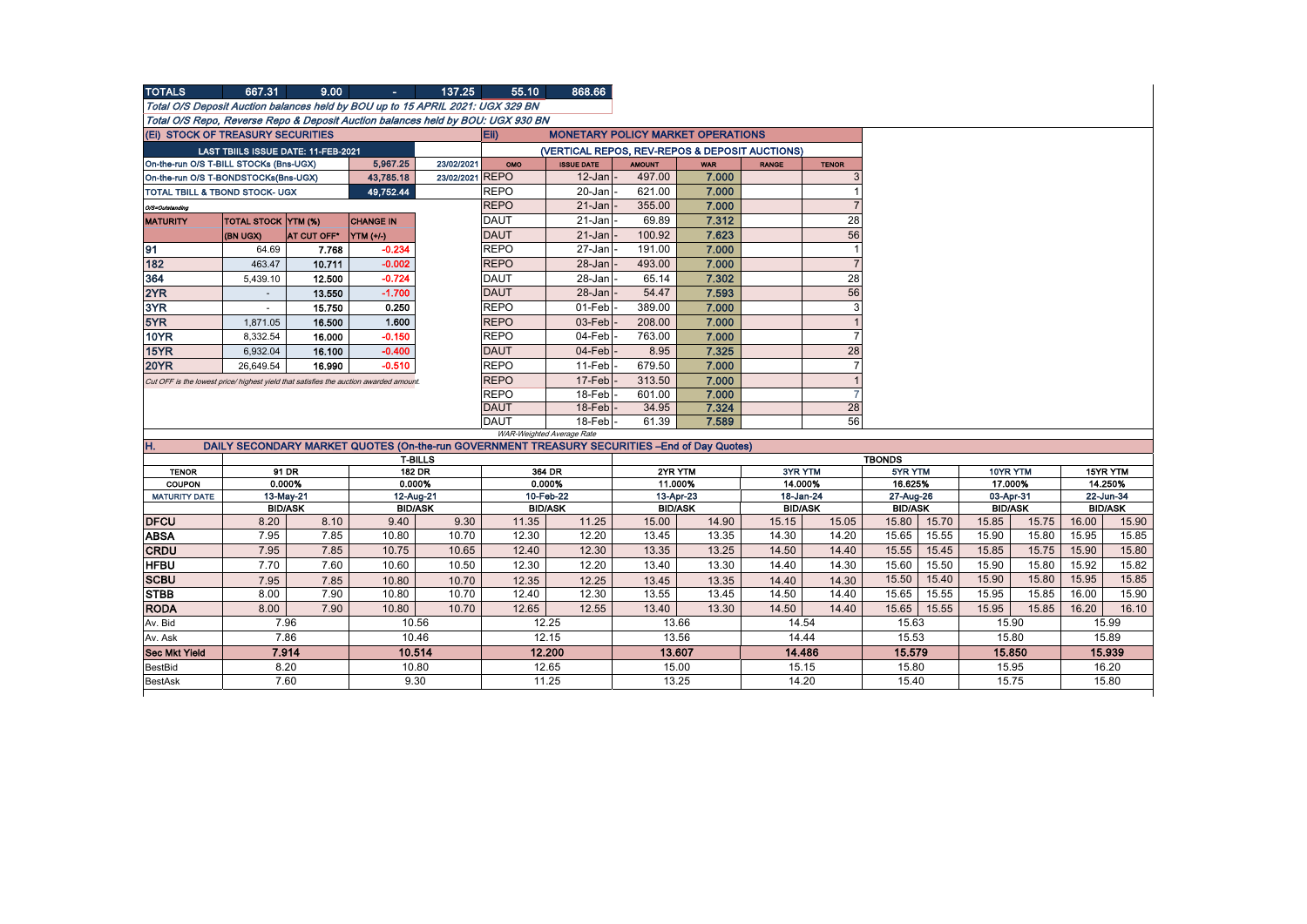| TOTALS | 667.31 | 9.00 | - | 137.25 | 55.10 | 868.66 |
|---|---|---|---|---|---|---|

*Total O/S Deposit Auction balances held by BOU up to 15 APRIL 2021: UGX 329 BN*

*Total O/S Repo, Reverse Repo & Deposit Auction balances held by BOU: UGX 930 BN*

## (Ei) STOCK OF TREASURY SECURITIES

| LAST TBIILS ISSUE DATE: 11-FEB-2021 | | | |
|---|---|---|---|
| On-the-run O/S T-BILL STOCKs (Bns-UGX) | | 5,967.25 | 23/02/2021 |
| On-the-run O/S T-BONDSTOCKs(Bns-UGX) | | 43,785.18 | 23/02/2021 |
| TOTAL TBILL & TBOND STOCK- UGX | | 49,752.44 | |

*O/S=Outstanding*

| MATURITY | TOTAL STOCK (BN UGX) | YTM (%) AT CUT OFF* | CHANGE IN YTM (+/-) |
|---|---|---|---|
| 91 | 64.69 | 7.768 | -0.234 |
| 182 | 463.47 | 10.711 | -0.002 |
| 364 | 5,439.10 | 12.500 | -0.724 |
| 2YR | - | 13.550 | -1.700 |
| 3YR | - | 15.750 | 0.250 |
| 5YR | 1,871.05 | 16.500 | 1.600 |
| 10YR | 8,332.54 | 16.000 | -0.150 |
| 15YR | 6,932.04 | 16.100 | -0.400 |
| 20YR | 26,649.54 | 16.990 | -0.510 |

*Cut OFF is the lowest price/ highest yield that satisfies the auction awarded amount.*

## EII) MONETARY POLICY MARKET OPERATIONS

(VERTICAL REPOS, REV-REPOS & DEPOSIT AUCTIONS)

| OMO | ISSUE DATE | AMOUNT | WAR | RANGE | TENOR |
|---|---|---|---|---|---|
| REPO | 12-Jan | 497.00 | 7.000 | | 3 |
| REPO | 20-Jan | 621.00 | 7.000 | | 1 |
| REPO | 21-Jan | 355.00 | 7.000 | | 7 |
| DAUT | 21-Jan | 69.89 | 7.312 | | 28 |
| DAUT | 21-Jan | 100.92 | 7.623 | | 56 |
| REPO | 27-Jan | 191.00 | 7.000 | | 1 |
| REPO | 28-Jan | 493.00 | 7.000 | | 7 |
| DAUT | 28-Jan | 65.14 | 7.302 | | 28 |
| DAUT | 28-Jan | 54.47 | 7.593 | | 56 |
| REPO | 01-Feb | 389.00 | 7.000 | | 3 |
| REPO | 03-Feb | 208.00 | 7.000 | | 1 |
| REPO | 04-Feb | 763.00 | 7.000 | | 7 |
| DAUT | 04-Feb | 8.95 | 7.325 | | 28 |
| REPO | 11-Feb | 679.50 | 7.000 | | 7 |
| REPO | 17-Feb | 313.50 | 7.000 | | 1 |
| REPO | 18-Feb | 601.00 | 7.000 | | 7 |
| DAUT | 18-Feb | 34.95 | 7.324 | | 28 |
| DAUT | 18-Feb | 61.39 | 7.589 | | 56 |

*WAR-Weighted Average Rate*

## H. DAILY SECONDARY MARKET QUOTES (On-the-run GOVERNMENT TREASURY SECURITIES –End of Day Quotes)

| | T-BILLS | | | | | | TBONDS | | | | | | | | | |
|---|---|---|---|---|---|---|---|---|---|---|---|---|---|---|---|---|
| TENOR | 91 DR | | 182 DR | | 364 DR | | 2YR YTM | | 3YR YTM | | 5YR YTM | | 10YR YTM | | 15YR YTM | |
| COUPON | 0.000% | | 0.000% | | 0.000% | | 11.000% | | 14.000% | | 16.625% | | 17.000% | | 14.250% | |
| MATURITY DATE | 13-May-21 | | 12-Aug-21 | | 10-Feb-22 | | 13-Apr-23 | | 18-Jan-24 | | 27-Aug-26 | | 03-Apr-31 | | 22-Jun-34 | |
| | BID/ASK | | BID/ASK | | BID/ASK | | BID/ASK | | BID/ASK | | BID/ASK | | BID/ASK | | BID/ASK | |
| DFCU | 8.20 | 8.10 | 9.40 | 9.30 | 11.35 | 11.25 | 15.00 | 14.90 | 15.15 | 15.05 | 15.80 | 15.70 | 15.85 | 15.75 | 16.00 | 15.90 |
| ABSA | 7.95 | 7.85 | 10.80 | 10.70 | 12.30 | 12.20 | 13.45 | 13.35 | 14.30 | 14.20 | 15.65 | 15.55 | 15.90 | 15.80 | 15.95 | 15.85 |
| CRDU | 7.95 | 7.85 | 10.75 | 10.65 | 12.40 | 12.30 | 13.35 | 13.25 | 14.50 | 14.40 | 15.55 | 15.45 | 15.85 | 15.75 | 15.90 | 15.80 |
| HFBU | 7.70 | 7.60 | 10.60 | 10.50 | 12.30 | 12.20 | 13.40 | 13.30 | 14.40 | 14.30 | 15.60 | 15.50 | 15.90 | 15.80 | 15.92 | 15.82 |
| SCBU | 7.95 | 7.85 | 10.80 | 10.70 | 12.35 | 12.25 | 13.45 | 13.35 | 14.40 | 14.30 | 15.50 | 15.40 | 15.90 | 15.80 | 15.95 | 15.85 |
| STBB | 8.00 | 7.90 | 10.80 | 10.70 | 12.40 | 12.30 | 13.55 | 13.45 | 14.50 | 14.40 | 15.65 | 15.55 | 15.95 | 15.85 | 16.00 | 15.90 |
| RODA | 8.00 | 7.90 | 10.80 | 10.70 | 12.65 | 12.55 | 13.40 | 13.30 | 14.50 | 14.40 | 15.65 | 15.55 | 15.95 | 15.85 | 16.20 | 16.10 |
| Av. Bid | 7.96 | | 10.56 | | 12.25 | | 13.66 | | 14.54 | | 15.63 | | 15.90 | | 15.99 | |
| Av. Ask | 7.86 | | 10.46 | | 12.15 | | 13.56 | | 14.44 | | 15.53 | | 15.80 | | 15.89 | |
| Sec Mkt Yield | 7.914 | | 10.514 | | 12.200 | | 13.607 | | 14.486 | | 15.579 | | 15.850 | | 15.939 | |
| BestBid | 8.20 | | 10.80 | | 12.65 | | 15.00 | | 15.15 | | 15.80 | | 15.95 | | 16.20 | |
| BestAsk | 7.60 | | 9.30 | | 11.25 | | 13.25 | | 14.20 | | 15.40 | | 15.75 | | 15.80 | |